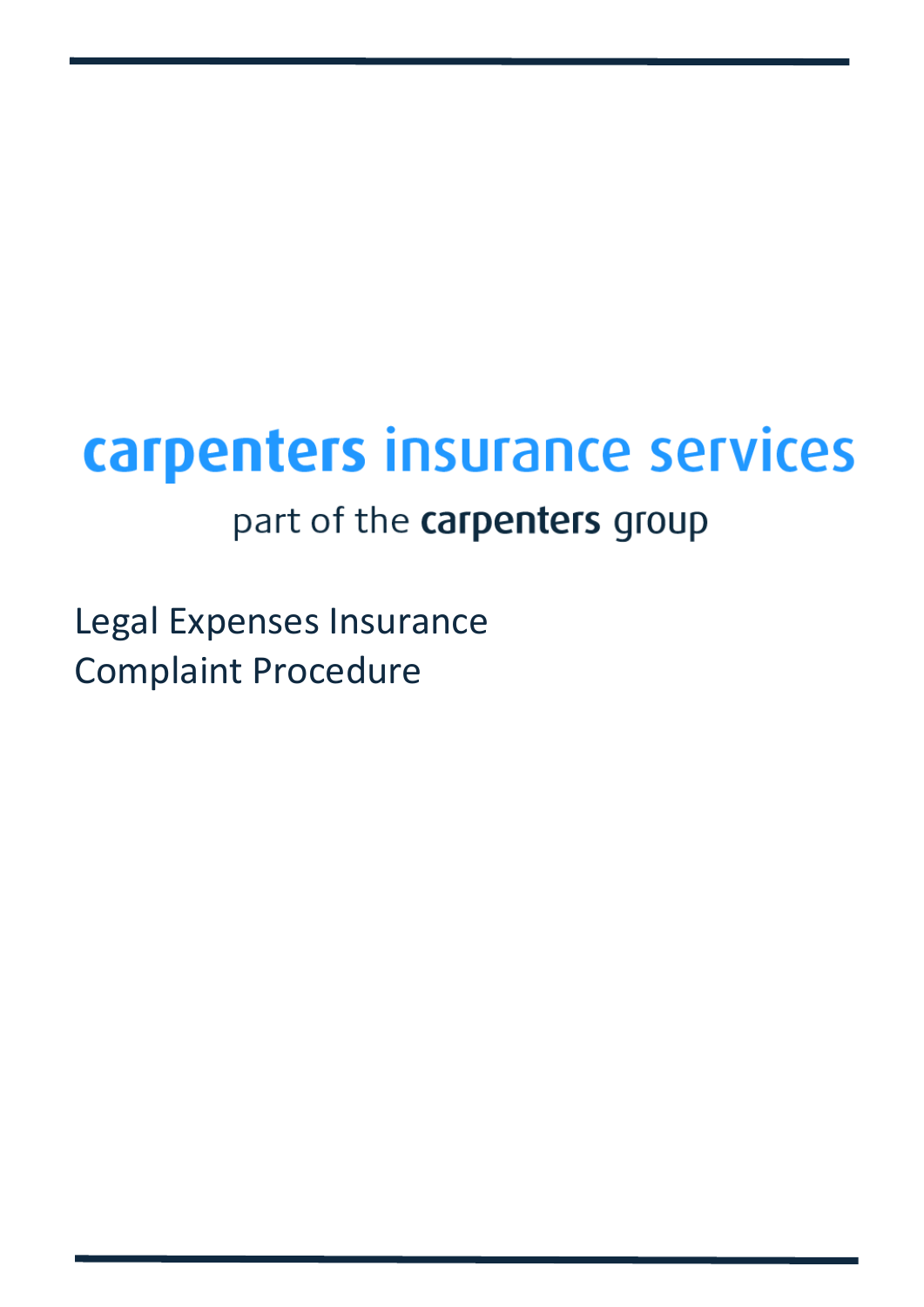# carpenters insurance services

part of the **carpenters** group

Legal Expenses Insurance
Complaint Procedure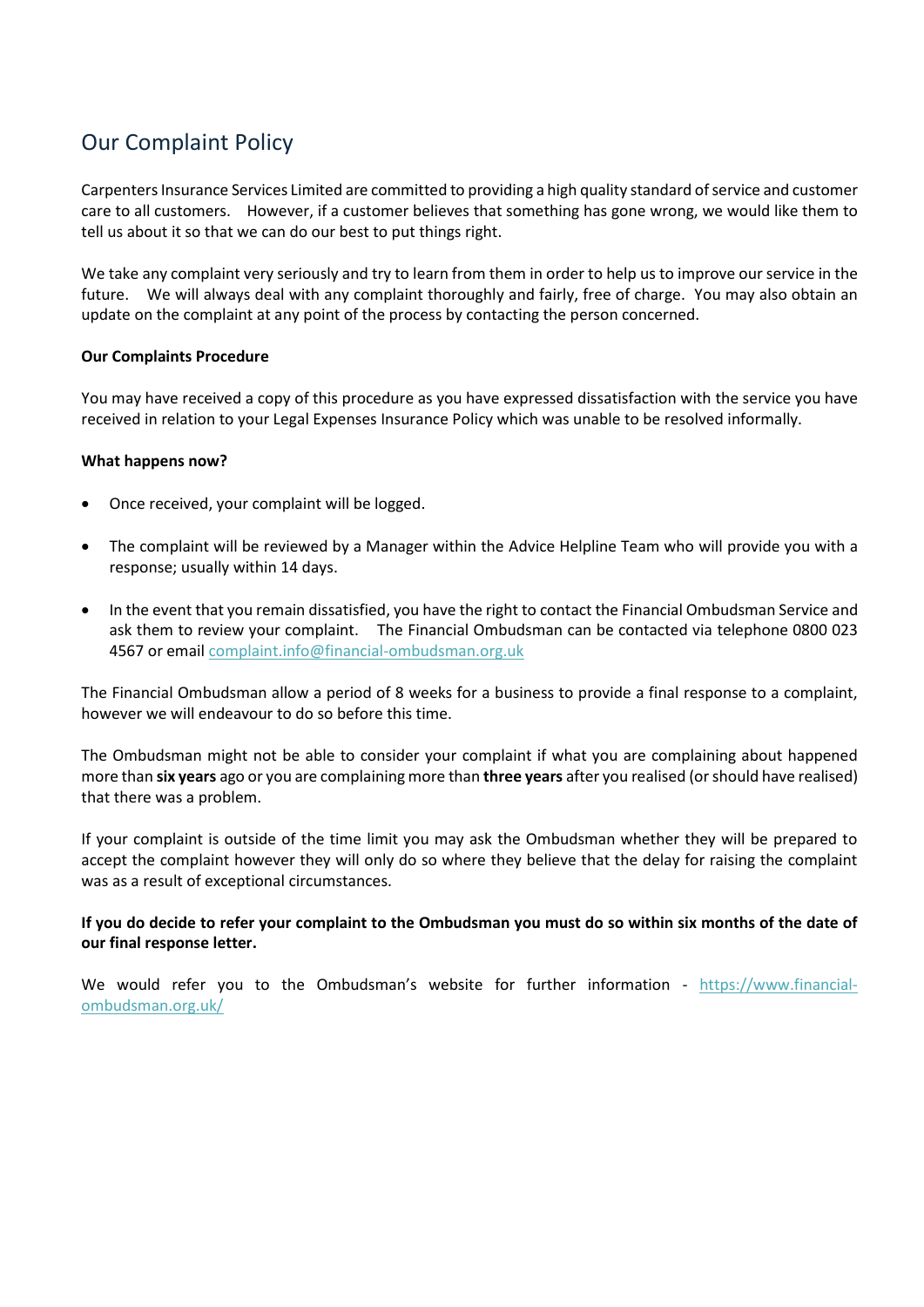## Our Complaint Policy

Carpenters Insurance Services Limited are committed to providing a high quality standard of service and customer care to all customers. However, if a customer believes that something has gone wrong, we would like them to tell us about it so that we can do our best to put things right.

We take any complaint very seriously and try to learn from them in order to help us to improve our service in the future. We will always deal with any complaint thoroughly and fairly, free of charge. You may also obtain an update on the complaint at any point of the process by contacting the person concerned.

**Our Complaints Procedure**

You may have received a copy of this procedure as you have expressed dissatisfaction with the service you have received in relation to your Legal Expenses Insurance Policy which was unable to be resolved informally.

**What happens now?**

- Once received, your complaint will be logged.
- The complaint will be reviewed by a Manager within the Advice Helpline Team who will provide you with a response; usually within 14 days.
- In the event that you remain dissatisfied, you have the right to contact the Financial Ombudsman Service and ask them to review your complaint. The Financial Ombudsman can be contacted via telephone 0800 023 4567 or email complaint.info@financial-ombudsman.org.uk

The Financial Ombudsman allow a period of 8 weeks for a business to provide a final response to a complaint, however we will endeavour to do so before this time.

The Ombudsman might not be able to consider your complaint if what you are complaining about happened more than **six years** ago or you are complaining more than **three years** after you realised (or should have realised) that there was a problem.

If your complaint is outside of the time limit you may ask the Ombudsman whether they will be prepared to accept the complaint however they will only do so where they believe that the delay for raising the complaint was as a result of exceptional circumstances.

**If you do decide to refer your complaint to the Ombudsman you must do so within six months of the date of our final response letter.**

We would refer you to the Ombudsman's website for further information - https://www.financial-ombudsman.org.uk/